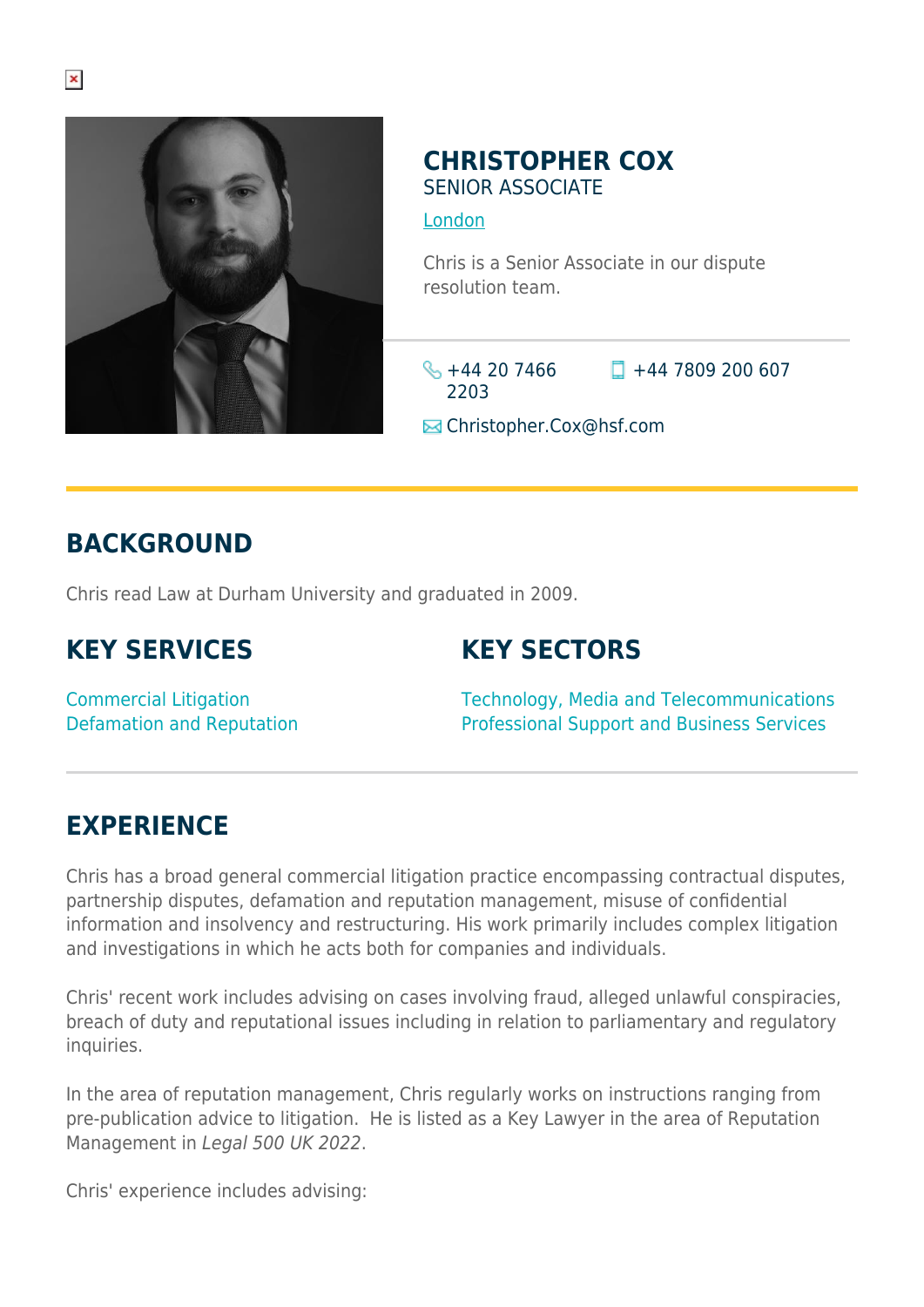# CHRISTOPHER COX

SENIOR ASSOCIATE

London

Chris is a Senior Associate in our dispute resolution team.

+44 20 7466 2203

+44 7809 200 607

Christopher.Cox@hsf.com

## BACKGROUND

Chris read Law at Durham University and graduated in 2009.

## KEY SERVICES

Commercial Litigation
Defamation and Reputation

## KEY SECTORS

Technology, Media and Telecommunications
Professional Support and Business Services

## EXPERIENCE

Chris has a broad general commercial litigation practice encompassing contractual disputes, partnership disputes, defamation and reputation management, misuse of confidential information and insolvency and restructuring. His work primarily includes complex litigation and investigations in which he acts both for companies and individuals.

Chris' recent work includes advising on cases involving fraud, alleged unlawful conspiracies, breach of duty and reputational issues including in relation to parliamentary and regulatory inquiries.

In the area of reputation management, Chris regularly works on instructions ranging from pre-publication advice to litigation. He is listed as a Key Lawyer in the area of Reputation Management in *Legal 500 UK 2022*.

Chris' experience includes advising: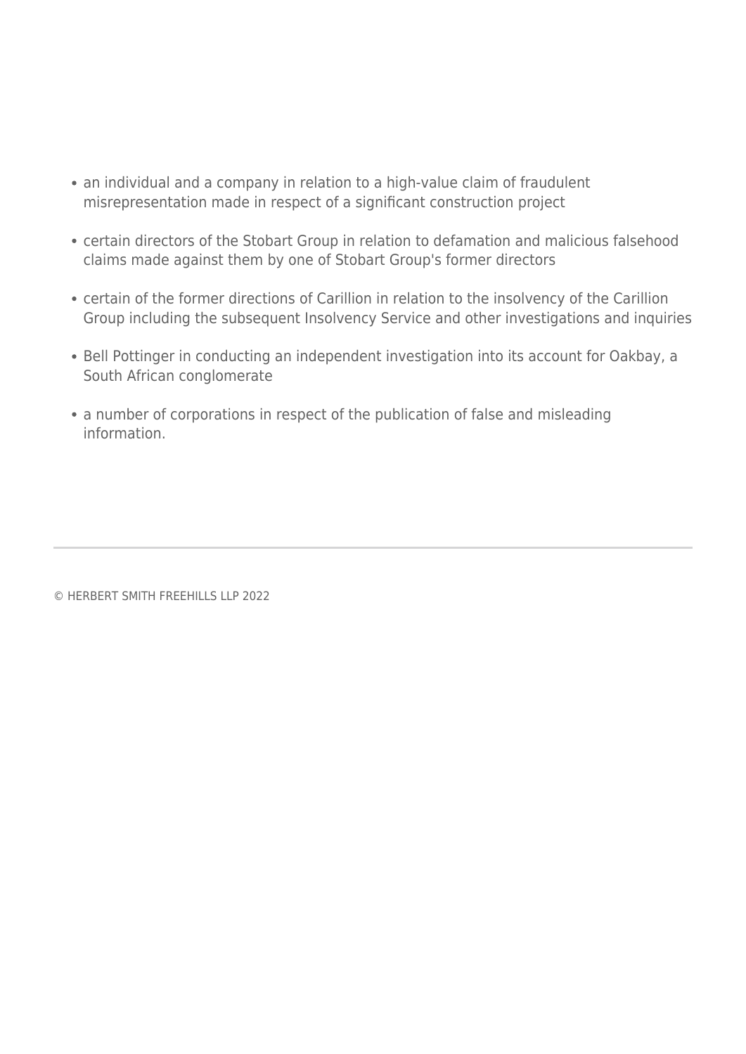- an individual and a company in relation to a high-value claim of fraudulent misrepresentation made in respect of a significant construction project
- certain directors of the Stobart Group in relation to defamation and malicious falsehood claims made against them by one of Stobart Group's former directors
- certain of the former directions of Carillion in relation to the insolvency of the Carillion Group including the subsequent Insolvency Service and other investigations and inquiries
- Bell Pottinger in conducting an independent investigation into its account for Oakbay, a South African conglomerate
- a number of corporations in respect of the publication of false and misleading information.

---

© HERBERT SMITH FREEHILLS LLP 2022